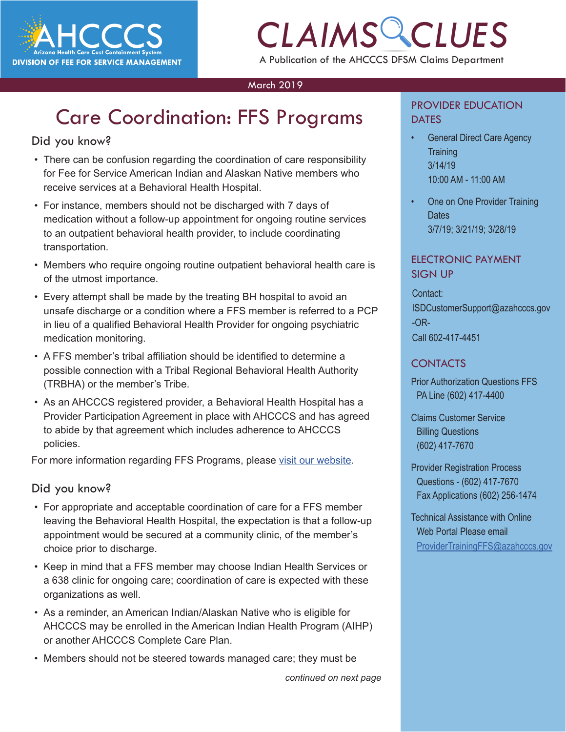AHCCCS
Arizona Health Care Cost Containment System
DIVISION OF FEE FOR SERVICE MANAGEMENT

# CLAIMS CLUES

A Publication of the AHCCCS DFSM Claims Department

March 2019

## Care Coordination: FFS Programs

### Did you know?

- There can be confusion regarding the coordination of care responsibility for Fee for Service American Indian and Alaskan Native members who receive services at a Behavioral Health Hospital.
- For instance, members should not be discharged with 7 days of medication without a follow-up appointment for ongoing routine services to an outpatient behavioral health provider, to include coordinating transportation.
- Members who require ongoing routine outpatient behavioral health care is of the utmost importance.
- Every attempt shall be made by the treating BH hospital to avoid an unsafe discharge or a condition where a FFS member is referred to a PCP in lieu of a qualified Behavioral Health Provider for ongoing psychiatric medication monitoring.
- A FFS member's tribal affiliation should be identified to determine a possible connection with a Tribal Regional Behavioral Health Authority (TRBHA) or the member's Tribe.
- As an AHCCCS registered provider, a Behavioral Health Hospital has a Provider Participation Agreement in place with AHCCCS and has agreed to abide by that agreement which includes adherence to AHCCCS policies.

For more information regarding FFS Programs, please visit our website.

### Did you know?

- For appropriate and acceptable coordination of care for a FFS member leaving the Behavioral Health Hospital, the expectation is that a follow-up appointment would be secured at a community clinic, of the member's choice prior to discharge.
- Keep in mind that a FFS member may choose Indian Health Services or a 638 clinic for ongoing care; coordination of care is expected with these organizations as well.
- As a reminder, an American Indian/Alaskan Native who is eligible for AHCCCS may be enrolled in the American Indian Health Program (AIHP) or another AHCCCS Complete Care Plan.
- Members should not be steered towards managed care; they must be

*continued on next page*

## PROVIDER EDUCATION DATES

- General Direct Care Agency Training
  3/14/19
  10:00 AM - 11:00 AM
- One on One Provider Training Dates
  3/7/19; 3/21/19; 3/28/19

## ELECTRONIC PAYMENT SIGN UP

Contact:
ISDCustomerSupport@azahcccs.gov
-OR-
Call 602-417-4451

## CONTACTS

Prior Authorization Questions FFS
PA Line (602) 417-4400

Claims Customer Service
Billing Questions
(602) 417-7670

Provider Registration Process
Questions - (602) 417-7670
Fax Applications (602) 256-1474

Technical Assistance with Online
Web Portal Please email
ProviderTrainingFFS@azahcccs.gov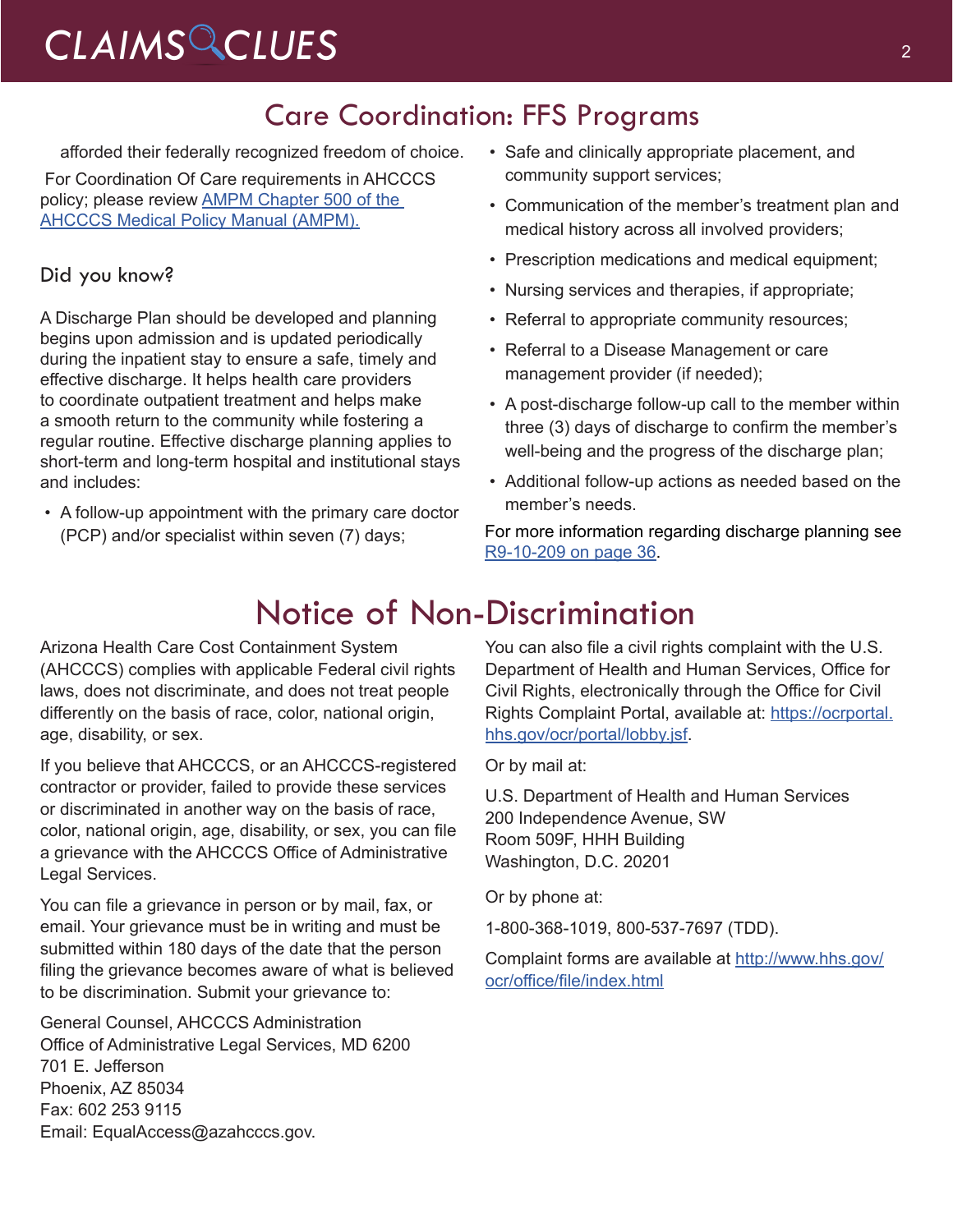## Care Coordination: FFS Programs

afforded their federally recognized freedom of choice.

For Coordination Of Care requirements in AHCCCS policy; please review [AMPM Chapter 500 of the AHCCCS Medical Policy Manual (AMPM).]()

### Did you know?

A Discharge Plan should be developed and planning begins upon admission and is updated periodically during the inpatient stay to ensure a safe, timely and effective discharge. It helps health care providers to coordinate outpatient treatment and helps make a smooth return to the community while fostering a regular routine. Effective discharge planning applies to short-term and long-term hospital and institutional stays and includes:

- A follow-up appointment with the primary care doctor (PCP) and/or specialist within seven (7) days;
- Safe and clinically appropriate placement, and community support services;
- Communication of the member's treatment plan and medical history across all involved providers;
- Prescription medications and medical equipment;
- Nursing services and therapies, if appropriate;
- Referral to appropriate community resources;
- Referral to a Disease Management or care management provider (if needed);
- A post-discharge follow-up call to the member within three (3) days of discharge to confirm the member's well-being and the progress of the discharge plan;
- Additional follow-up actions as needed based on the member's needs.

For more information regarding discharge planning see [R9-10-209 on page 36]().

## Notice of Non-Discrimination

Arizona Health Care Cost Containment System (AHCCCS) complies with applicable Federal civil rights laws, does not discriminate, and does not treat people differently on the basis of race, color, national origin, age, disability, or sex.

If you believe that AHCCCS, or an AHCCCS-registered contractor or provider, failed to provide these services or discriminated in another way on the basis of race, color, national origin, age, disability, or sex, you can file a grievance with the AHCCCS Office of Administrative Legal Services.

You can file a grievance in person or by mail, fax, or email. Your grievance must be in writing and must be submitted within 180 days of the date that the person filing the grievance becomes aware of what is believed to be discrimination. Submit your grievance to:

General Counsel, AHCCCS Administration
Office of Administrative Legal Services, MD 6200
701 E. Jefferson
Phoenix, AZ 85034
Fax: 602 253 9115
Email: EqualAccess@azahcccs.gov.

You can also file a civil rights complaint with the U.S. Department of Health and Human Services, Office for Civil Rights, electronically through the Office for Civil Rights Complaint Portal, available at: [https://ocrportal.hhs.gov/ocr/portal/lobby.jsf](https://ocrportal.hhs.gov/ocr/portal/lobby.jsf).

Or by mail at:

U.S. Department of Health and Human Services
200 Independence Avenue, SW
Room 509F, HHH Building
Washington, D.C. 20201

Or by phone at:

1-800-368-1019, 800-537-7697 (TDD).

Complaint forms are available at [http://www.hhs.gov/ocr/office/file/index.html](http://www.hhs.gov/ocr/office/file/index.html)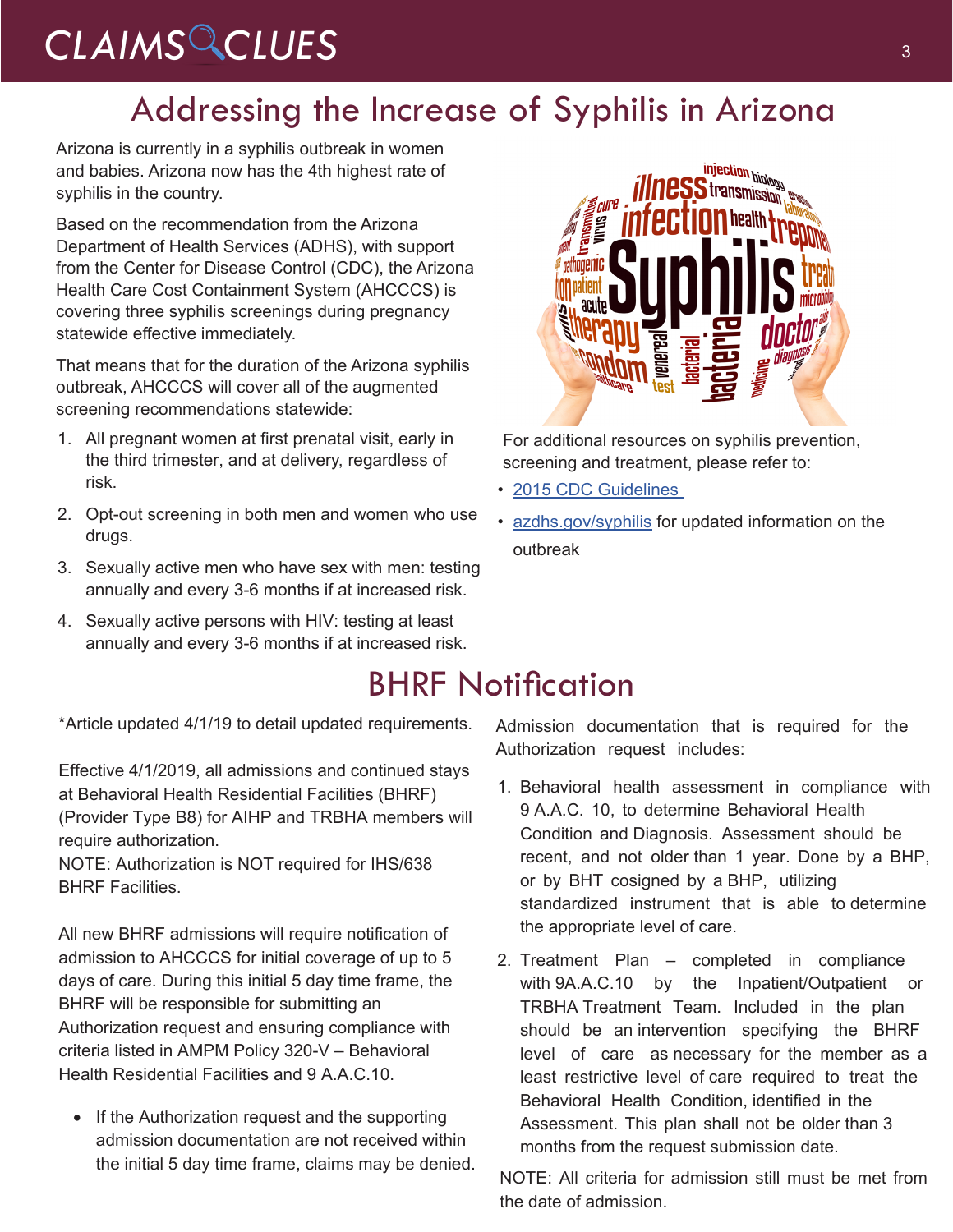# Addressing the Increase of Syphilis in Arizona

Arizona is currently in a syphilis outbreak in women and babies. Arizona now has the 4th highest rate of syphilis in the country.

Based on the recommendation from the Arizona Department of Health Services (ADHS), with support from the Center for Disease Control (CDC), the Arizona Health Care Cost Containment System (AHCCCS) is covering three syphilis screenings during pregnancy statewide effective immediately.

That means that for the duration of the Arizona syphilis outbreak, AHCCCS will cover all of the augmented screening recommendations statewide:

1. All pregnant women at first prenatal visit, early in the third trimester, and at delivery, regardless of risk.
2. Opt-out screening in both men and women who use drugs.
3. Sexually active men who have sex with men: testing annually and every 3-6 months if at increased risk.
4. Sexually active persons with HIV: testing at least annually and every 3-6 months if at increased risk.

For additional resources on syphilis prevention, screening and treatment, please refer to:

- [2015 CDC Guidelines]
- [azdhs.gov/syphilis] for updated information on the outbreak

# BHRF Notification

*Article updated 4/1/19 to detail updated requirements.

Effective 4/1/2019, all admissions and continued stays at Behavioral Health Residential Facilities (BHRF) (Provider Type B8) for AIHP and TRBHA members will require authorization.
NOTE: Authorization is NOT required for IHS/638 BHRF Facilities.

All new BHRF admissions will require notification of admission to AHCCCS for initial coverage of up to 5 days of care. During this initial 5 day time frame, the BHRF will be responsible for submitting an Authorization request and ensuring compliance with criteria listed in AMPM Policy 320-V – Behavioral Health Residential Facilities and 9 A.A.C.10.

- If the Authorization request and the supporting admission documentation are not received within the initial 5 day time frame, claims may be denied.

Admission documentation that is required for the Authorization request includes:

1. Behavioral health assessment in compliance with 9 A.A.C. 10, to determine Behavioral Health Condition and Diagnosis. Assessment should be recent, and not older than 1 year. Done by a BHP, or by BHT cosigned by a BHP, utilizing standardized instrument that is able to determine the appropriate level of care.
2. Treatment Plan – completed in compliance with 9A.A.C.10 by the Inpatient/Outpatient or TRBHA Treatment Team. Included in the plan should be an intervention specifying the BHRF level of care as necessary for the member as a least restrictive level of care required to treat the Behavioral Health Condition, identified in the Assessment. This plan shall not be older than 3 months from the request submission date.

NOTE: All criteria for admission still must be met from the date of admission.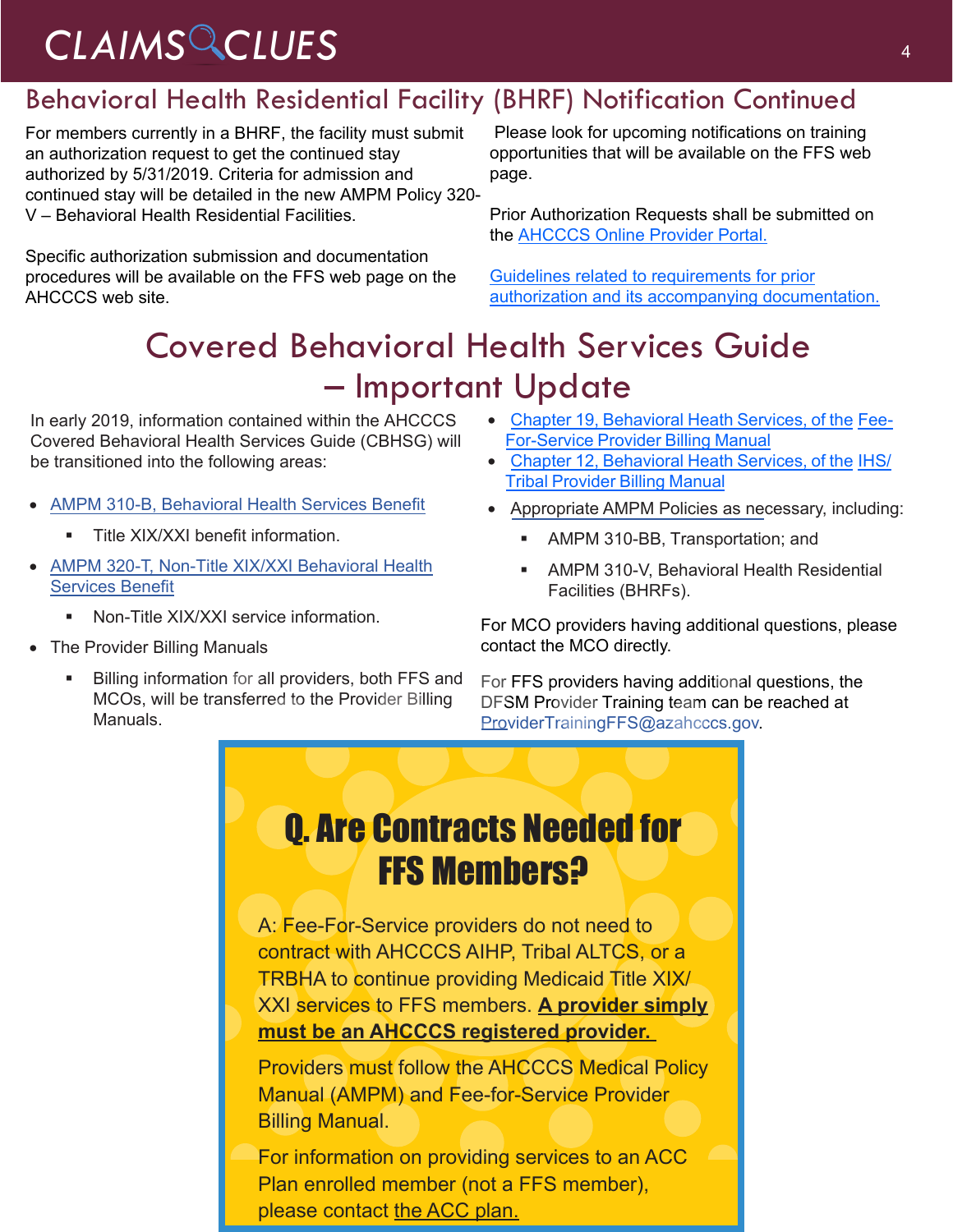## Behavioral Health Residential Facility (BHRF) Notification Continued

For members currently in a BHRF, the facility must submit an authorization request to get the continued stay authorized by 5/31/2019. Criteria for admission and continued stay will be detailed in the new AMPM Policy 320-V – Behavioral Health Residential Facilities.

Specific authorization submission and documentation procedures will be available on the FFS web page on the AHCCCS web site.

Please look for upcoming notifications on training opportunities that will be available on the FFS web page.

Prior Authorization Requests shall be submitted on the AHCCCS Online Provider Portal.

Guidelines related to requirements for prior authorization and its accompanying documentation.

# Covered Behavioral Health Services Guide – Important Update

In early 2019, information contained within the AHCCCS Covered Behavioral Health Services Guide (CBHSG) will be transitioned into the following areas:

- AMPM 310-B, Behavioral Health Services Benefit
  - Title XIX/XXI benefit information.
- AMPM 320-T, Non-Title XIX/XXI Behavioral Health Services Benefit
  - Non-Title XIX/XXI service information.
- The Provider Billing Manuals
  - Billing information for all providers, both FFS and MCOs, will be transferred to the Provider Billing Manuals.
- Chapter 19, Behavioral Heath Services, of the Fee-For-Service Provider Billing Manual
- Chapter 12, Behavioral Heath Services, of the IHS/Tribal Provider Billing Manual
- Appropriate AMPM Policies as necessary, including:
  - AMPM 310-BB, Transportation; and
  - AMPM 310-V, Behavioral Health Residential Facilities (BHRFs).

For MCO providers having additional questions, please contact the MCO directly.

For FFS providers having additional questions, the DFSM Provider Training team can be reached at ProviderTrainingFFS@azahcccs.gov.

## Q. Are Contracts Needed for FFS Members?

A: Fee-For-Service providers do not need to contract with AHCCCS AIHP, Tribal ALTCS, or a TRBHA to continue providing Medicaid Title XIX/XXI services to FFS members. **A provider simply must be an AHCCCS registered provider.**

Providers must follow the AHCCCS Medical Policy Manual (AMPM) and Fee-for-Service Provider Billing Manual.

For information on providing services to an ACC Plan enrolled member (not a FFS member), please contact the ACC plan.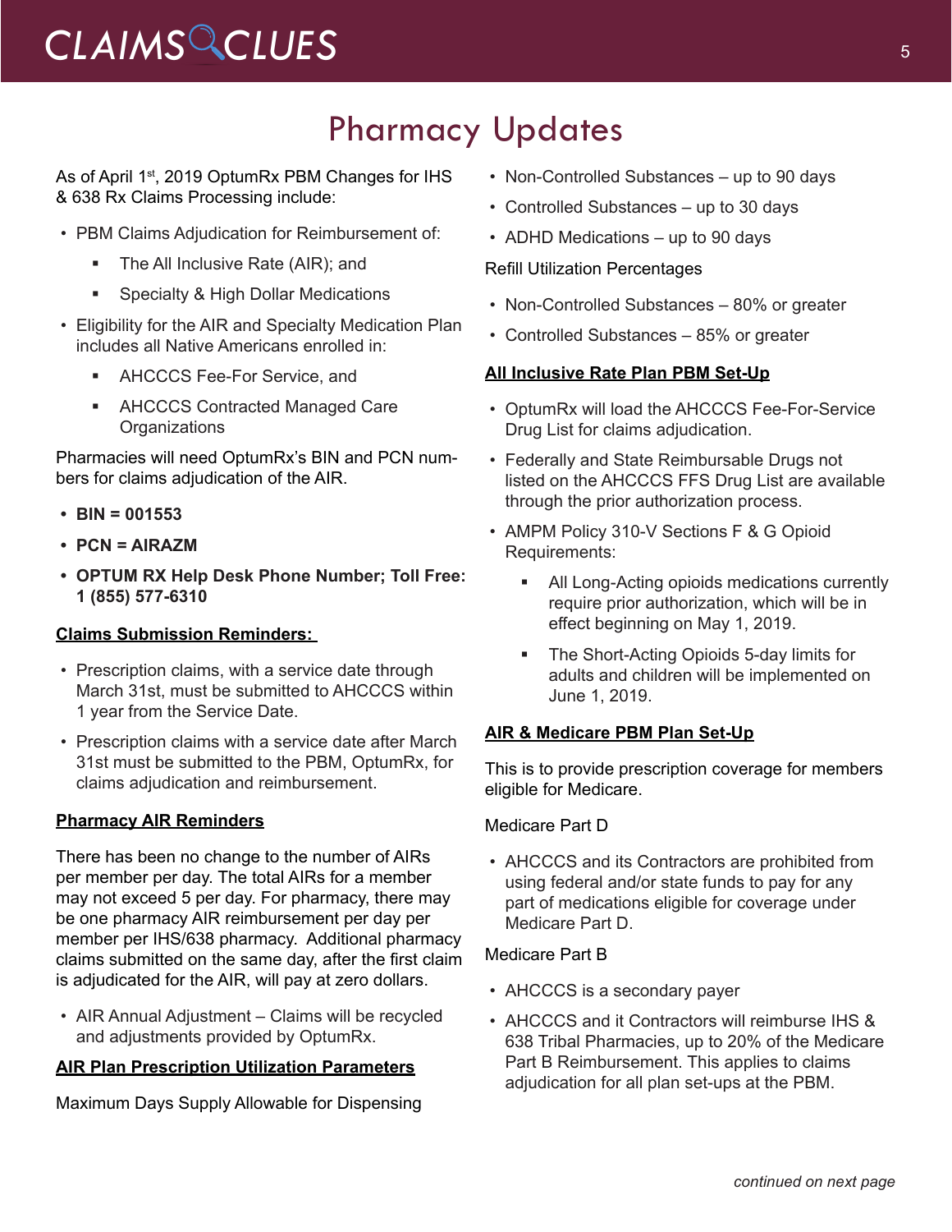# Pharmacy Updates

As of April 1st, 2019 OptumRx PBM Changes for IHS & 638 Rx Claims Processing include:

- PBM Claims Adjudication for Reimbursement of:
  - The All Inclusive Rate (AIR); and
  - Specialty & High Dollar Medications
- Eligibility for the AIR and Specialty Medication Plan includes all Native Americans enrolled in:
  - AHCCCS Fee-For Service, and
  - AHCCCS Contracted Managed Care Organizations

Pharmacies will need OptumRx's BIN and PCN numbers for claims adjudication of the AIR.

- **BIN = 001553**
- **PCN = AIRAZM**
- **OPTUM RX Help Desk Phone Number; Toll Free: 1 (855) 577-6310**

**Claims Submission Reminders:**

- Prescription claims, with a service date through March 31st, must be submitted to AHCCCS within 1 year from the Service Date.
- Prescription claims with a service date after March 31st must be submitted to the PBM, OptumRx, for claims adjudication and reimbursement.

**Pharmacy AIR Reminders**

There has been no change to the number of AIRs per member per day. The total AIRs for a member may not exceed 5 per day. For pharmacy, there may be one pharmacy AIR reimbursement per day per member per IHS/638 pharmacy. Additional pharmacy claims submitted on the same day, after the first claim is adjudicated for the AIR, will pay at zero dollars.

- AIR Annual Adjustment – Claims will be recycled and adjustments provided by OptumRx.

**AIR Plan Prescription Utilization Parameters**

Maximum Days Supply Allowable for Dispensing

- Non-Controlled Substances – up to 90 days
- Controlled Substances – up to 30 days
- ADHD Medications – up to 90 days

Refill Utilization Percentages

- Non-Controlled Substances – 80% or greater
- Controlled Substances – 85% or greater

**All Inclusive Rate Plan PBM Set-Up**

- OptumRx will load the AHCCCS Fee-For-Service Drug List for claims adjudication.
- Federally and State Reimbursable Drugs not listed on the AHCCCS FFS Drug List are available through the prior authorization process.
- AMPM Policy 310-V Sections F & G Opioid Requirements:
  - All Long-Acting opioids medications currently require prior authorization, which will be in effect beginning on May 1, 2019.
  - The Short-Acting Opioids 5-day limits for adults and children will be implemented on June 1, 2019.

**AIR & Medicare PBM Plan Set-Up**

This is to provide prescription coverage for members eligible for Medicare.

Medicare Part D

- AHCCCS and its Contractors are prohibited from using federal and/or state funds to pay for any part of medications eligible for coverage under Medicare Part D.

Medicare Part B

- AHCCCS is a secondary payer
- AHCCCS and it Contractors will reimburse IHS & 638 Tribal Pharmacies, up to 20% of the Medicare Part B Reimbursement. This applies to claims adjudication for all plan set-ups at the PBM.

*continued on next page*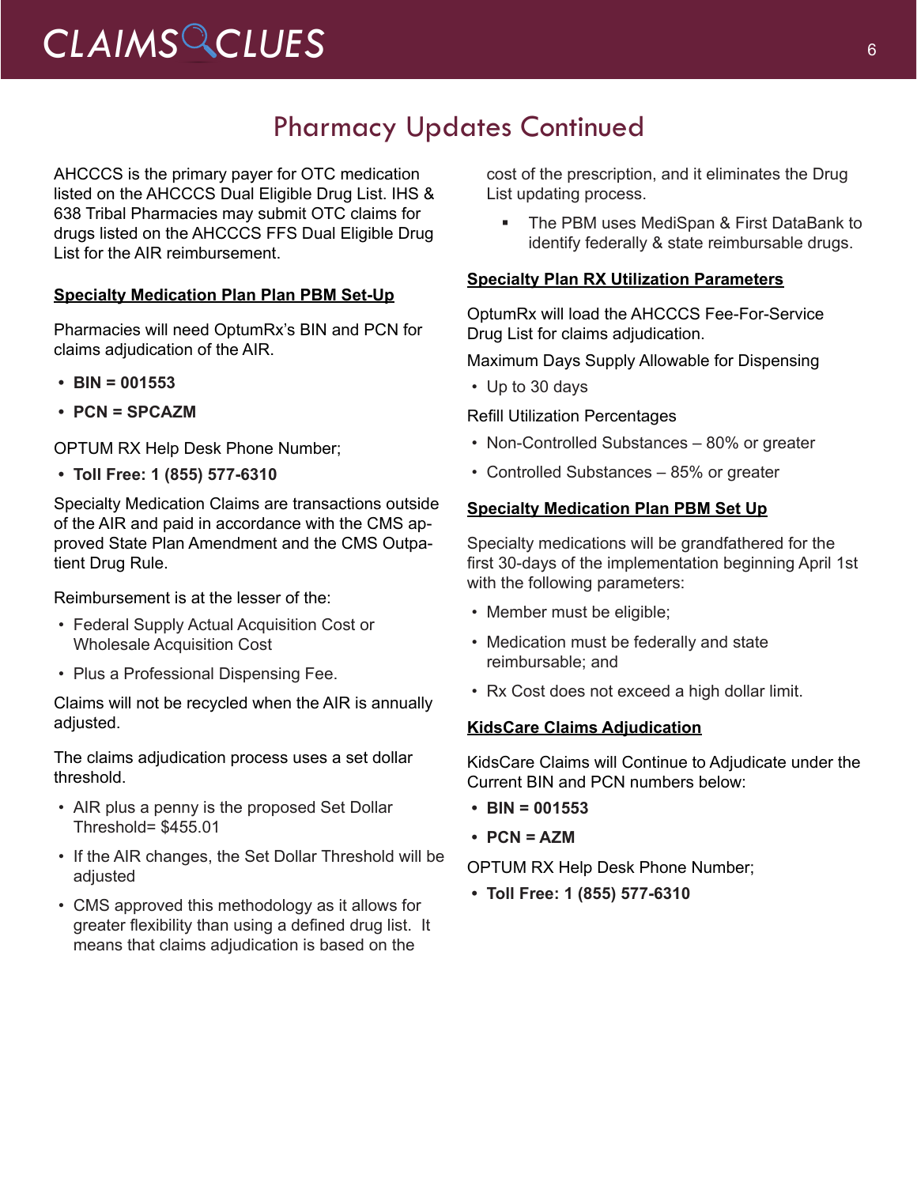# Pharmacy Updates Continued

AHCCCS is the primary payer for OTC medication listed on the AHCCCS Dual Eligible Drug List. IHS & 638 Tribal Pharmacies may submit OTC claims for drugs listed on the AHCCCS FFS Dual Eligible Drug List for the AIR reimbursement.

**Specialty Medication Plan Plan PBM Set-Up**

Pharmacies will need OptumRx's BIN and PCN for claims adjudication of the AIR.

- **BIN = 001553**
- **PCN = SPCAZM**

OPTUM RX Help Desk Phone Number;

- **Toll Free: 1 (855) 577-6310**

Specialty Medication Claims are transactions outside of the AIR and paid in accordance with the CMS approved State Plan Amendment and the CMS Outpatient Drug Rule.

Reimbursement is at the lesser of the:

- Federal Supply Actual Acquisition Cost or Wholesale Acquisition Cost
- Plus a Professional Dispensing Fee.

Claims will not be recycled when the AIR is annually adjusted.

The claims adjudication process uses a set dollar threshold.

- AIR plus a penny is the proposed Set Dollar Threshold= $455.01
- If the AIR changes, the Set Dollar Threshold will be adjusted
- CMS approved this methodology as it allows for greater flexibility than using a defined drug list. It means that claims adjudication is based on the cost of the prescription, and it eliminates the Drug List updating process.
  - The PBM uses MediSpan & First DataBank to identify federally & state reimbursable drugs.

**Specialty Plan RX Utilization Parameters**

OptumRx will load the AHCCCS Fee-For-Service Drug List for claims adjudication.

Maximum Days Supply Allowable for Dispensing

- Up to 30 days

Refill Utilization Percentages

- Non-Controlled Substances – 80% or greater
- Controlled Substances – 85% or greater

**Specialty Medication Plan PBM Set Up**

Specialty medications will be grandfathered for the first 30-days of the implementation beginning April 1st with the following parameters:

- Member must be eligible;
- Medication must be federally and state reimbursable; and
- Rx Cost does not exceed a high dollar limit.

**KidsCare Claims Adjudication**

KidsCare Claims will Continue to Adjudicate under the Current BIN and PCN numbers below:

- **BIN = 001553**
- **PCN = AZM**

OPTUM RX Help Desk Phone Number;

- **Toll Free: 1 (855) 577-6310**